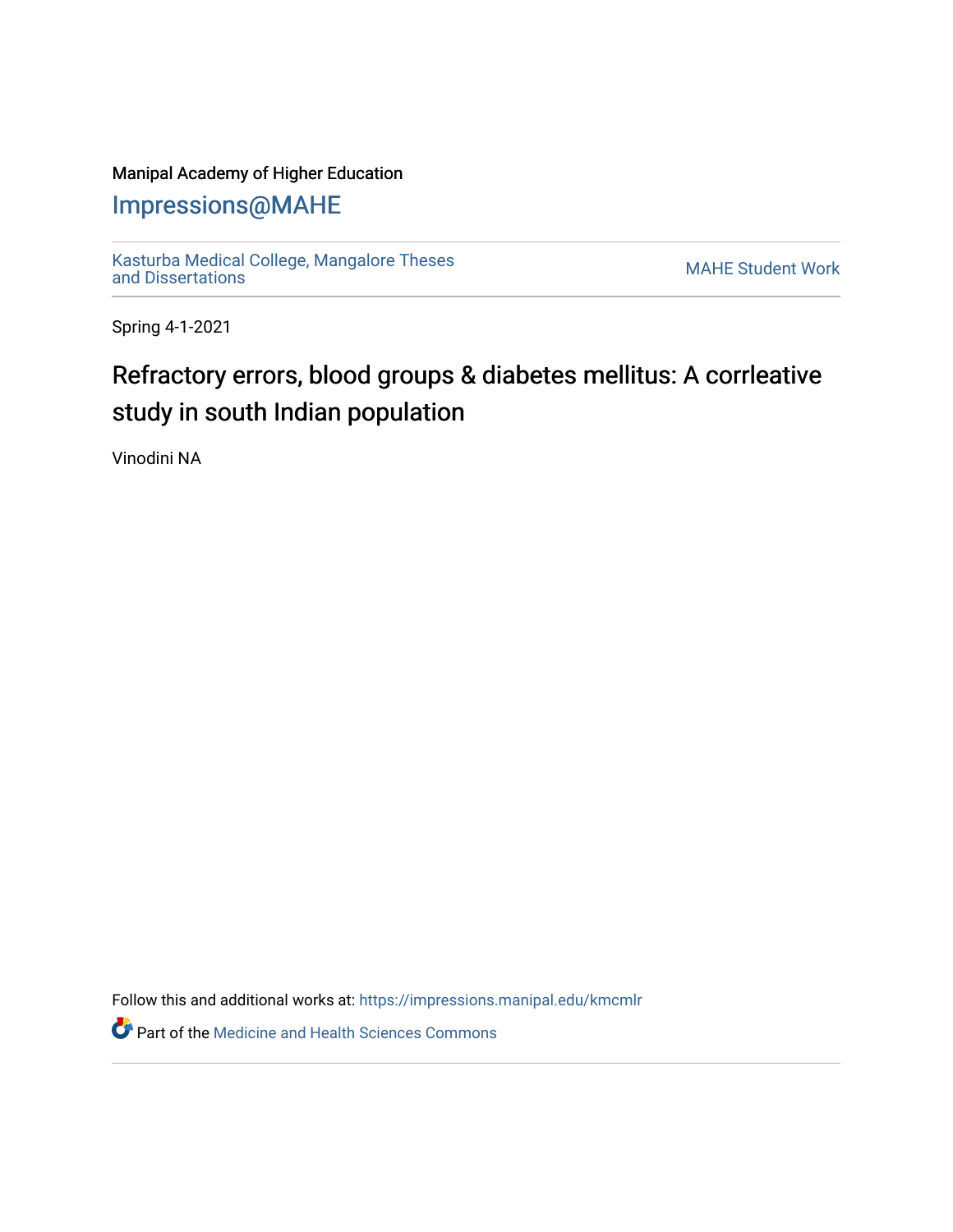Manipal Academy of Higher Education

Impressions@MAHE

Kasturba Medical College, Mangalore Theses and Dissertations

MAHE Student Work

Spring 4-1-2021

# Refractory errors, blood groups & diabetes mellitus: A corrleative study in south Indian population

Vinodini NA

Follow this and additional works at: https://impressions.manipal.edu/kmcmlr

Part of the Medicine and Health Sciences Commons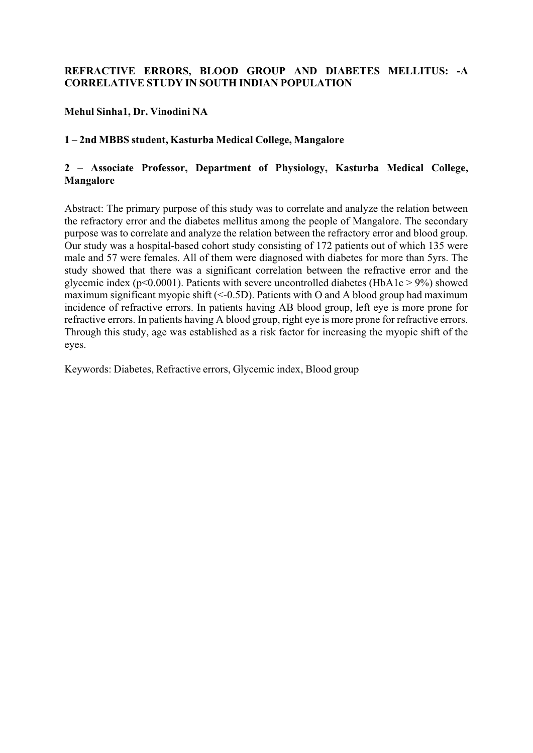**REFRACTIVE ERRORS, BLOOD GROUP AND DIABETES MELLITUS: -A CORRELATIVE STUDY IN SOUTH INDIAN POPULATION**

**Mehul Sinha1, Dr. Vinodini NA**

**1 – 2nd MBBS student, Kasturba Medical College, Mangalore**

**2 – Associate Professor, Department of Physiology, Kasturba Medical College, Mangalore**

Abstract: The primary purpose of this study was to correlate and analyze the relation between the refractory error and the diabetes mellitus among the people of Mangalore. The secondary purpose was to correlate and analyze the relation between the refractory error and blood group. Our study was a hospital-based cohort study consisting of 172 patients out of which 135 were male and 57 were females. All of them were diagnosed with diabetes for more than 5yrs. The study showed that there was a significant correlation between the refractive error and the glycemic index ($p<0.0001$). Patients with severe uncontrolled diabetes (HbA1c > 9%) showed maximum significant myopic shift (<-0.5D). Patients with O and A blood group had maximum incidence of refractive errors. In patients having AB blood group, left eye is more prone for refractive errors. In patients having A blood group, right eye is more prone for refractive errors. Through this study, age was established as a risk factor for increasing the myopic shift of the eyes.

Keywords: Diabetes, Refractive errors, Glycemic index, Blood group